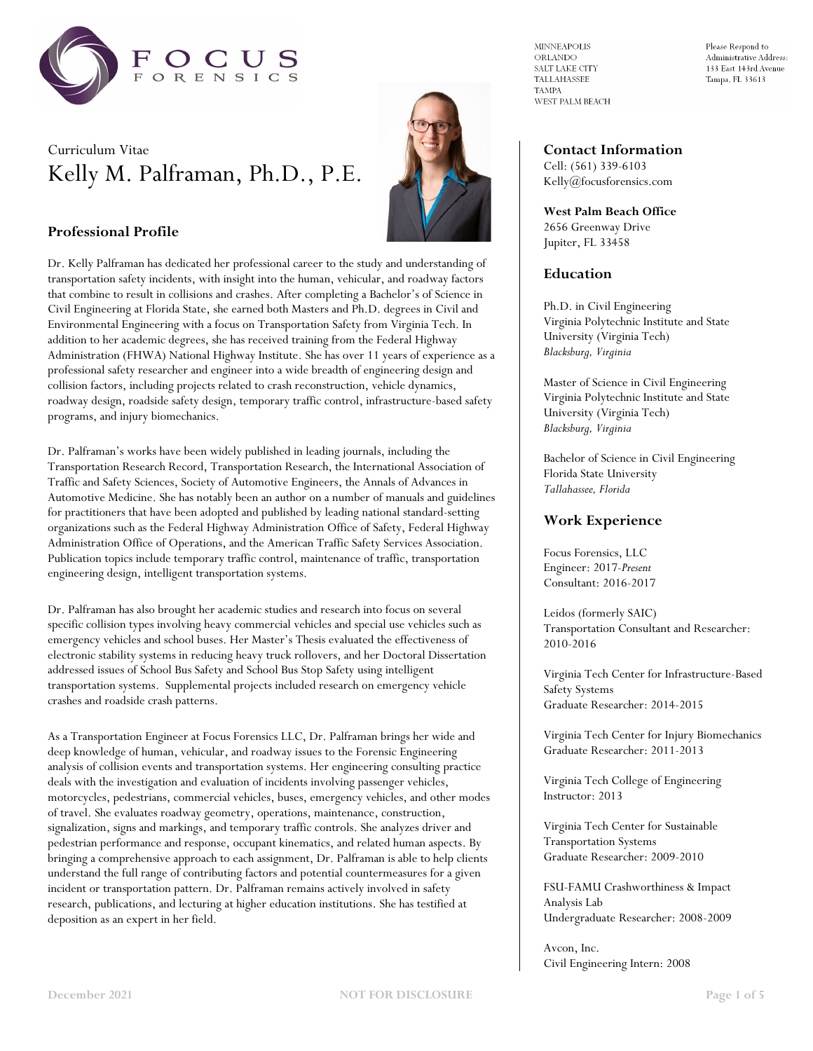MINNEAPOLIS
ORLANDO
SALT LAKE CITY
TALLAHASSEE
TAMPA
WEST PALM BEACH

Please Respond to
Administrative Address:
133 East 143rd Avenue
Tampa, FL 33613

Curriculum Vitae

# Kelly M. Palframan, Ph.D., P.E.

## Professional Profile

Dr. Kelly Palframan has dedicated her professional career to the study and understanding of transportation safety incidents, with insight into the human, vehicular, and roadway factors that combine to result in collisions and crashes. After completing a Bachelor's of Science in Civil Engineering at Florida State, she earned both Masters and Ph.D. degrees in Civil and Environmental Engineering with a focus on Transportation Safety from Virginia Tech. In addition to her academic degrees, she has received training from the Federal Highway Administration (FHWA) National Highway Institute. She has over 11 years of experience as a professional safety researcher and engineer into a wide breadth of engineering design and collision factors, including projects related to crash reconstruction, vehicle dynamics, roadway design, roadside safety design, temporary traffic control, infrastructure-based safety programs, and injury biomechanics.

Dr. Palframan's works have been widely published in leading journals, including the Transportation Research Record, Transportation Research, the International Association of Traffic and Safety Sciences, Society of Automotive Engineers, the Annals of Advances in Automotive Medicine. She has notably been an author on a number of manuals and guidelines for practitioners that have been adopted and published by leading national standard-setting organizations such as the Federal Highway Administration Office of Safety, Federal Highway Administration Office of Operations, and the American Traffic Safety Services Association. Publication topics include temporary traffic control, maintenance of traffic, transportation engineering design, intelligent transportation systems.

Dr. Palframan has also brought her academic studies and research into focus on several specific collision types involving heavy commercial vehicles and special use vehicles such as emergency vehicles and school buses. Her Master's Thesis evaluated the effectiveness of electronic stability systems in reducing heavy truck rollovers, and her Doctoral Dissertation addressed issues of School Bus Safety and School Bus Stop Safety using intelligent transportation systems. Supplemental projects included research on emergency vehicle crashes and roadside crash patterns.

As a Transportation Engineer at Focus Forensics LLC, Dr. Palframan brings her wide and deep knowledge of human, vehicular, and roadway issues to the Forensic Engineering analysis of collision events and transportation systems. Her engineering consulting practice deals with the investigation and evaluation of incidents involving passenger vehicles, motorcycles, pedestrians, commercial vehicles, buses, emergency vehicles, and other modes of travel. She evaluates roadway geometry, operations, maintenance, construction, signalization, signs and markings, and temporary traffic controls. She analyzes driver and pedestrian performance and response, occupant kinematics, and related human aspects. By bringing a comprehensive approach to each assignment, Dr. Palframan is able to help clients understand the full range of contributing factors and potential countermeasures for a given incident or transportation pattern. Dr. Palframan remains actively involved in safety research, publications, and lecturing at higher education institutions. She has testified at deposition as an expert in her field.

### Contact Information

Cell: (561) 339-6103
Kelly@focusforensics.com

**West Palm Beach Office**
2656 Greenway Drive
Jupiter, FL 33458

## Education

Ph.D. in Civil Engineering
Virginia Polytechnic Institute and State University (Virginia Tech)
*Blacksburg, Virginia*

Master of Science in Civil Engineering
Virginia Polytechnic Institute and State University (Virginia Tech)
*Blacksburg, Virginia*

Bachelor of Science in Civil Engineering
Florida State University
*Tallahassee, Florida*

## Work Experience

Focus Forensics, LLC
Engineer: 2017-*Present*
Consultant: 2016-2017

Leidos (formerly SAIC)
Transportation Consultant and Researcher: 2010-2016

Virginia Tech Center for Infrastructure-Based Safety Systems
Graduate Researcher: 2014-2015

Virginia Tech Center for Injury Biomechanics
Graduate Researcher: 2011-2013

Virginia Tech College of Engineering
Instructor: 2013

Virginia Tech Center for Sustainable Transportation Systems
Graduate Researcher: 2009-2010

FSU-FAMU Crashworthiness & Impact Analysis Lab
Undergraduate Researcher: 2008-2009

Avcon, Inc.
Civil Engineering Intern: 2008

December 2021 NOT FOR DISCLOSURE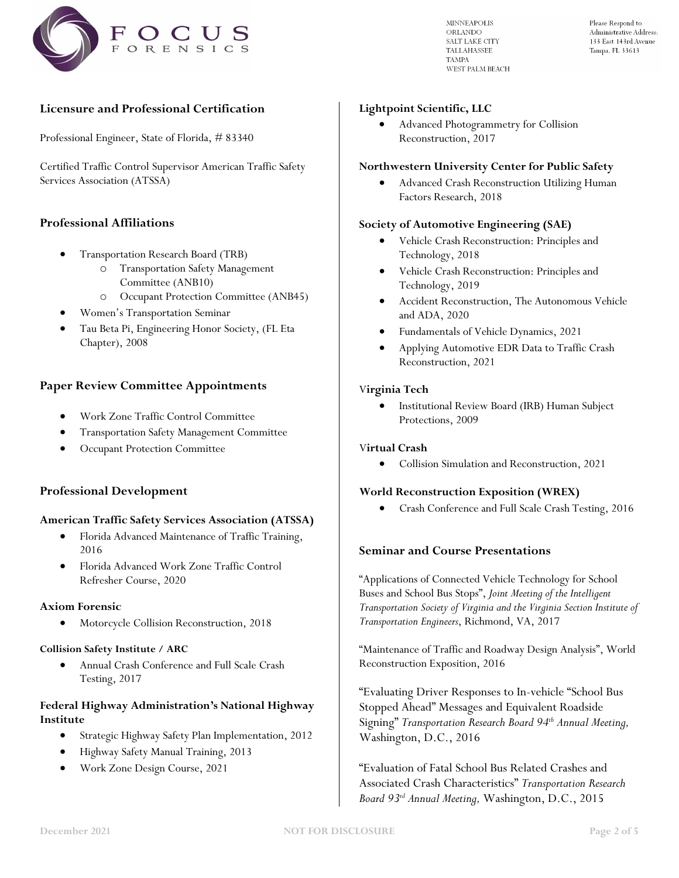## Licensure and Professional Certification

Professional Engineer, State of Florida, # 83340

Certified Traffic Control Supervisor American Traffic Safety Services Association (ATSSA)

## Professional Affiliations

- Transportation Research Board (TRB)
  - Transportation Safety Management Committee (ANB10)
  - Occupant Protection Committee (ANB45)
- Women's Transportation Seminar
- Tau Beta Pi, Engineering Honor Society, (FL Eta Chapter), 2008

## Paper Review Committee Appointments

- Work Zone Traffic Control Committee
- Transportation Safety Management Committee
- Occupant Protection Committee

## Professional Development

### American Traffic Safety Services Association (ATSSA)

- Florida Advanced Maintenance of Traffic Training, 2016
- Florida Advanced Work Zone Traffic Control Refresher Course, 2020

### Axiom Forensic

- Motorcycle Collision Reconstruction, 2018

### Collision Safety Institute / ARC

- Annual Crash Conference and Full Scale Crash Testing, 2017

### Federal Highway Administration's National Highway Institute

- Strategic Highway Safety Plan Implementation, 2012
- Highway Safety Manual Training, 2013
- Work Zone Design Course, 2021

### Lightpoint Scientific, LLC

- Advanced Photogrammetry for Collision Reconstruction, 2017

### Northwestern University Center for Public Safety

- Advanced Crash Reconstruction Utilizing Human Factors Research, 2018

### Society of Automotive Engineering (SAE)

- Vehicle Crash Reconstruction: Principles and Technology, 2018
- Vehicle Crash Reconstruction: Principles and Technology, 2019
- Accident Reconstruction, The Autonomous Vehicle and ADA, 2020
- Fundamentals of Vehicle Dynamics, 2021
- Applying Automotive EDR Data to Traffic Crash Reconstruction, 2021

### Virginia Tech

- Institutional Review Board (IRB) Human Subject Protections, 2009

### Virtual Crash

- Collision Simulation and Reconstruction, 2021

### World Reconstruction Exposition (WREX)

- Crash Conference and Full Scale Crash Testing, 2016

## Seminar and Course Presentations

"Applications of Connected Vehicle Technology for School Buses and School Bus Stops", *Joint Meeting of the Intelligent Transportation Society of Virginia and the Virginia Section Institute of Transportation Engineers*, Richmond, VA, 2017

"Maintenance of Traffic and Roadway Design Analysis", World Reconstruction Exposition, 2016

"Evaluating Driver Responses to In-vehicle "School Bus Stopped Ahead" Messages and Equivalent Roadside Signing" *Transportation Research Board 94th Annual Meeting,* Washington, D.C., 2016

"Evaluation of Fatal School Bus Related Crashes and Associated Crash Characteristics" *Transportation Research Board 93rd Annual Meeting,* Washington, D.C., 2015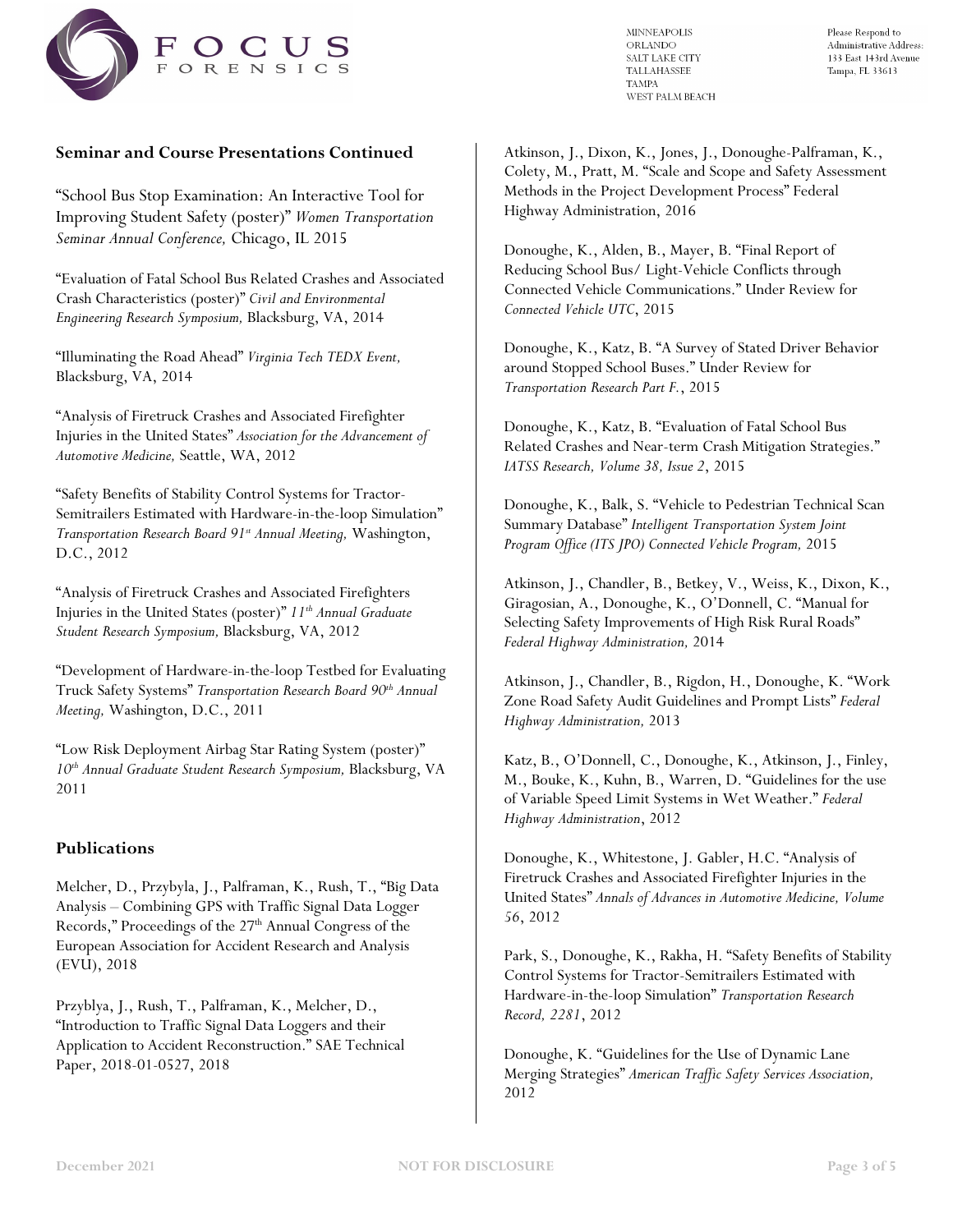## Seminar and Course Presentations Continued

"School Bus Stop Examination: An Interactive Tool for Improving Student Safety (poster)" *Women Transportation Seminar Annual Conference,* Chicago, IL 2015

"Evaluation of Fatal School Bus Related Crashes and Associated Crash Characteristics (poster)" *Civil and Environmental Engineering Research Symposium,* Blacksburg, VA, 2014

"Illuminating the Road Ahead" *Virginia Tech TEDX Event,* Blacksburg, VA, 2014

"Analysis of Firetruck Crashes and Associated Firefighter Injuries in the United States" *Association for the Advancement of Automotive Medicine,* Seattle, WA, 2012

"Safety Benefits of Stability Control Systems for Tractor-Semitrailers Estimated with Hardware-in-the-loop Simulation" *Transportation Research Board 91st Annual Meeting,* Washington, D.C., 2012

"Analysis of Firetruck Crashes and Associated Firefighters Injuries in the United States (poster)" *11th Annual Graduate Student Research Symposium,* Blacksburg, VA, 2012

"Development of Hardware-in-the-loop Testbed for Evaluating Truck Safety Systems" *Transportation Research Board 90th Annual Meeting,* Washington, D.C., 2011

"Low Risk Deployment Airbag Star Rating System (poster)" *10th Annual Graduate Student Research Symposium,* Blacksburg, VA 2011

## Publications

Melcher, D., Przybyla, J., Palframan, K., Rush, T., "Big Data Analysis – Combining GPS with Traffic Signal Data Logger Records," Proceedings of the 27th Annual Congress of the European Association for Accident Research and Analysis (EVU), 2018

Przyblya, J., Rush, T., Palframan, K., Melcher, D., "Introduction to Traffic Signal Data Loggers and their Application to Accident Reconstruction." SAE Technical Paper, 2018-01-0527, 2018

Atkinson, J., Dixon, K., Jones, J., Donoughe-Palframan, K., Colety, M., Pratt, M. "Scale and Scope and Safety Assessment Methods in the Project Development Process" Federal Highway Administration, 2016

Donoughe, K., Alden, B., Mayer, B. "Final Report of Reducing School Bus/ Light-Vehicle Conflicts through Connected Vehicle Communications." Under Review for *Connected Vehicle UTC*, 2015

Donoughe, K., Katz, B. "A Survey of Stated Driver Behavior around Stopped School Buses." Under Review for *Transportation Research Part F.*, 2015

Donoughe, K., Katz, B. "Evaluation of Fatal School Bus Related Crashes and Near-term Crash Mitigation Strategies." *IATSS Research, Volume 38, Issue 2*, 2015

Donoughe, K., Balk, S. "Vehicle to Pedestrian Technical Scan Summary Database" *Intelligent Transportation System Joint Program Office (ITS JPO) Connected Vehicle Program,* 2015

Atkinson, J., Chandler, B., Betkey, V., Weiss, K., Dixon, K., Giragosian, A., Donoughe, K., O'Donnell, C. "Manual for Selecting Safety Improvements of High Risk Rural Roads" *Federal Highway Administration,* 2014

Atkinson, J., Chandler, B., Rigdon, H., Donoughe, K. "Work Zone Road Safety Audit Guidelines and Prompt Lists" *Federal Highway Administration,* 2013

Katz, B., O'Donnell, C., Donoughe, K., Atkinson, J., Finley, M., Bouke, K., Kuhn, B., Warren, D. "Guidelines for the use of Variable Speed Limit Systems in Wet Weather." *Federal Highway Administration*, 2012

Donoughe, K., Whitestone, J. Gabler, H.C. "Analysis of Firetruck Crashes and Associated Firefighter Injuries in the United States" *Annals of Advances in Automotive Medicine, Volume 56*, 2012

Park, S., Donoughe, K., Rakha, H. "Safety Benefits of Stability Control Systems for Tractor-Semitrailers Estimated with Hardware-in-the-loop Simulation" *Transportation Research Record, 2281*, 2012

Donoughe, K. "Guidelines for the Use of Dynamic Lane Merging Strategies" *American Traffic Safety Services Association,* 2012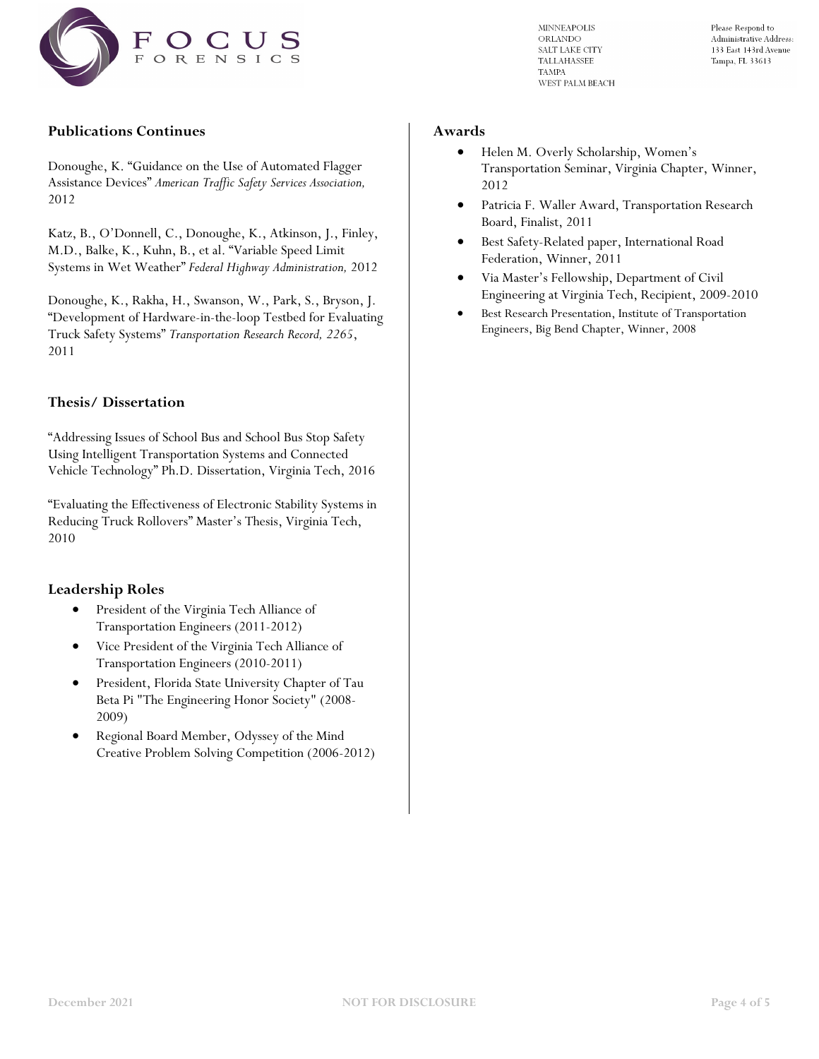## Publications Continues

Donoughe, K. "Guidance on the Use of Automated Flagger Assistance Devices" *American Traffic Safety Services Association,* 2012

Katz, B., O'Donnell, C., Donoughe, K., Atkinson, J., Finley, M.D., Balke, K., Kuhn, B., et al. "Variable Speed Limit Systems in Wet Weather" *Federal Highway Administration,* 2012

Donoughe, K., Rakha, H., Swanson, W., Park, S., Bryson, J. "Development of Hardware-in-the-loop Testbed for Evaluating Truck Safety Systems" *Transportation Research Record, 2265*, 2011

## Thesis/ Dissertation

"Addressing Issues of School Bus and School Bus Stop Safety Using Intelligent Transportation Systems and Connected Vehicle Technology" Ph.D. Dissertation, Virginia Tech, 2016

"Evaluating the Effectiveness of Electronic Stability Systems in Reducing Truck Rollovers" Master's Thesis, Virginia Tech, 2010

## Leadership Roles

- President of the Virginia Tech Alliance of Transportation Engineers (2011-2012)
- Vice President of the Virginia Tech Alliance of Transportation Engineers (2010-2011)
- President, Florida State University Chapter of Tau Beta Pi "The Engineering Honor Society" (2008-2009)
- Regional Board Member, Odyssey of the Mind Creative Problem Solving Competition (2006-2012)

## Awards

- Helen M. Overly Scholarship, Women's Transportation Seminar, Virginia Chapter, Winner, 2012
- Patricia F. Waller Award, Transportation Research Board, Finalist, 2011
- Best Safety-Related paper, International Road Federation, Winner, 2011
- Via Master's Fellowship, Department of Civil Engineering at Virginia Tech, Recipient, 2009-2010
- Best Research Presentation, Institute of Transportation Engineers, Big Bend Chapter, Winner, 2008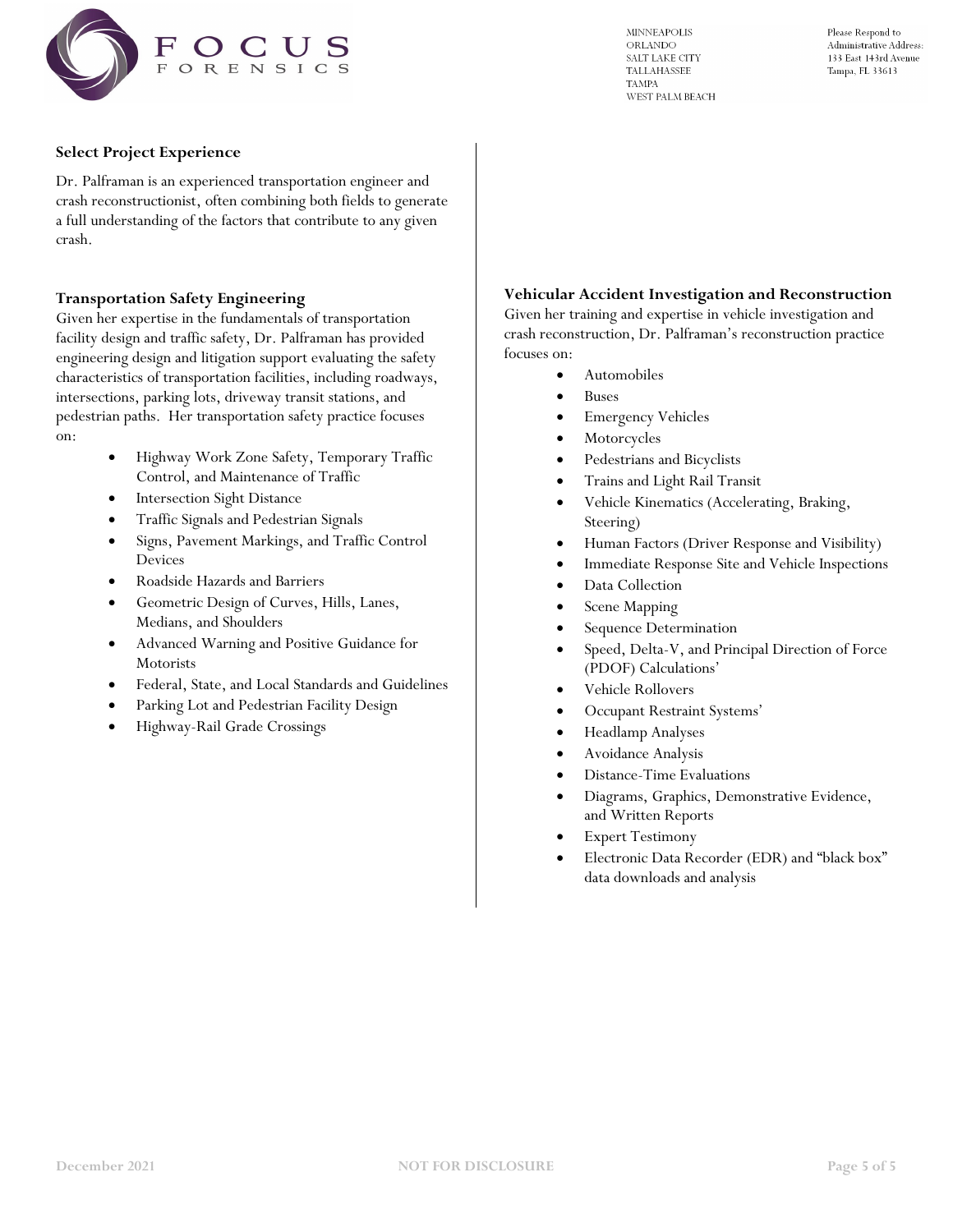## Select Project Experience

Dr. Palframan is an experienced transportation engineer and crash reconstructionist, often combining both fields to generate a full understanding of the factors that contribute to any given crash.

### Transportation Safety Engineering

Given her expertise in the fundamentals of transportation facility design and traffic safety, Dr. Palframan has provided engineering design and litigation support evaluating the safety characteristics of transportation facilities, including roadways, intersections, parking lots, driveway transit stations, and pedestrian paths. Her transportation safety practice focuses on:

- Highway Work Zone Safety, Temporary Traffic Control, and Maintenance of Traffic
- Intersection Sight Distance
- Traffic Signals and Pedestrian Signals
- Signs, Pavement Markings, and Traffic Control Devices
- Roadside Hazards and Barriers
- Geometric Design of Curves, Hills, Lanes, Medians, and Shoulders
- Advanced Warning and Positive Guidance for Motorists
- Federal, State, and Local Standards and Guidelines
- Parking Lot and Pedestrian Facility Design
- Highway-Rail Grade Crossings

### Vehicular Accident Investigation and Reconstruction

Given her training and expertise in vehicle investigation and crash reconstruction, Dr. Palframan's reconstruction practice focuses on:

- Automobiles
- Buses
- Emergency Vehicles
- Motorcycles
- Pedestrians and Bicyclists
- Trains and Light Rail Transit
- Vehicle Kinematics (Accelerating, Braking, Steering)
- Human Factors (Driver Response and Visibility)
- Immediate Response Site and Vehicle Inspections
- Data Collection
- Scene Mapping
- Sequence Determination
- Speed, Delta-V, and Principal Direction of Force (PDOF) Calculations'
- Vehicle Rollovers
- Occupant Restraint Systems'
- Headlamp Analyses
- Avoidance Analysis
- Distance-Time Evaluations
- Diagrams, Graphics, Demonstrative Evidence, and Written Reports
- Expert Testimony
- Electronic Data Recorder (EDR) and "black box" data downloads and analysis